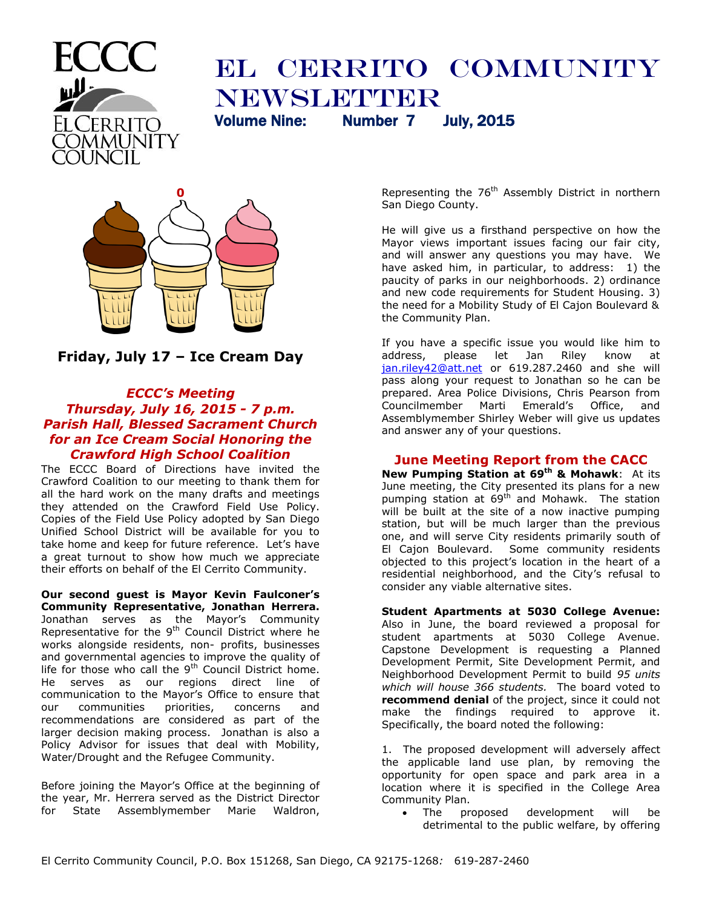# EL CERRITO COMMUNITY NEWSLETTER

**Volume Nine: Number 7 July, 2015**

**Friday, July 17 – Ice Cream Day**

## *ECCC's Meeting Thursday, July 16, 2015 - 7 p.m. Parish Hall, Blessed Sacrament Church for an Ice Cream Social Honoring the Crawford High School Coalition*

The ECCC Board of Directions have invited the Crawford Coalition to our meeting to thank them for all the hard work on the many drafts and meetings they attended on the Crawford Field Use Policy. Copies of the Field Use Policy adopted by San Diego Unified School District will be available for you to take home and keep for future reference. Let's have a great turnout to show how much we appreciate their efforts on behalf of the El Cerrito Community.

**Our second guest is Mayor Kevin Faulconer's Community Representative, Jonathan Herrera.** Jonathan serves as the Mayor's Community Representative for the 9th Council District where he works alongside residents, non- profits, businesses and governmental agencies to improve the quality of life for those who call the 9th Council District home. He serves as our regions direct line of communication to the Mayor's Office to ensure that our communities priorities, concerns and recommendations are considered as part of the larger decision making process. Jonathan is also a Policy Advisor for issues that deal with Mobility, Water/Drought and the Refugee Community.

Before joining the Mayor's Office at the beginning of the year, Mr. Herrera served as the District Director for State Assemblymember Marie Waldron, Representing the 76th Assembly District in northern San Diego County.

He will give us a firsthand perspective on how the Mayor views important issues facing our fair city, and will answer any questions you may have. We have asked him, in particular, to address: 1) the paucity of parks in our neighborhoods. 2) ordinance and new code requirements for Student Housing. 3) the need for a Mobility Study of El Cajon Boulevard & the Community Plan.

If you have a specific issue you would like him to address, please let Jan Riley know at jan.riley42@att.net or 619.287.2460 and she will pass along your request to Jonathan so he can be prepared. Area Police Divisions, Chris Pearson from Councilmember Marti Emerald's Office, and Assemblymember Shirley Weber will give us updates and answer any of your questions.

## June Meeting Report from the CACC

**New Pumping Station at 69th & Mohawk**: At its June meeting, the City presented its plans for a new pumping station at 69th and Mohawk. The station will be built at the site of a now inactive pumping station, but will be much larger than the previous one, and will serve City residents primarily south of El Cajon Boulevard. Some community residents objected to this project's location in the heart of a residential neighborhood, and the City's refusal to consider any viable alternative sites.

**Student Apartments at 5030 College Avenue:** Also in June, the board reviewed a proposal for student apartments at 5030 College Avenue. Capstone Development is requesting a Planned Development Permit, Site Development Permit, and Neighborhood Development Permit to build *95 units which will house 366 students.* The board voted to **recommend denial** of the project, since it could not make the findings required to approve it. Specifically, the board noted the following:

1. The proposed development will adversely affect the applicable land use plan, by removing the opportunity for open space and park area in a location where it is specified in the College Area Community Plan.
   - The proposed development will be detrimental to the public welfare, by offering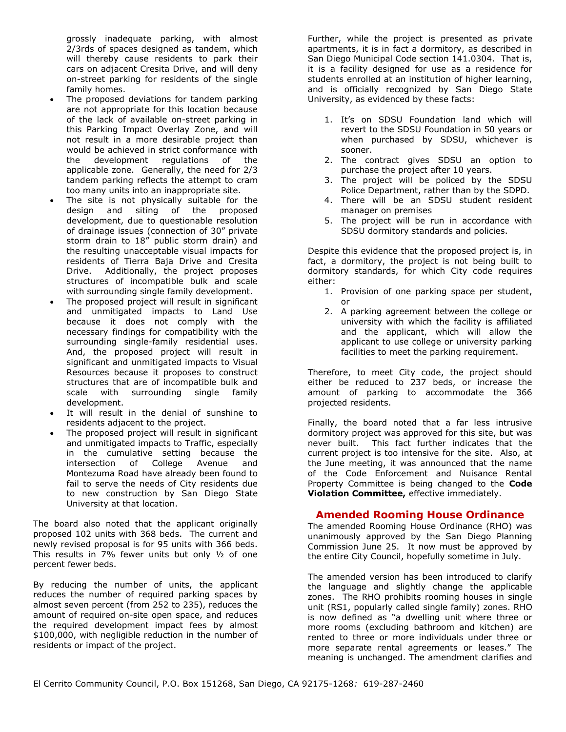grossly inadequate parking, with almost 2/3rds of spaces designed as tandem, which will thereby cause residents to park their cars on adjacent Cresita Drive, and will deny on-street parking for residents of the single family homes.

- The proposed deviations for tandem parking are not appropriate for this location because of the lack of available on-street parking in this Parking Impact Overlay Zone, and will not result in a more desirable project than would be achieved in strict conformance with the development regulations of the applicable zone. Generally, the need for 2/3 tandem parking reflects the attempt to cram too many units into an inappropriate site.
- The site is not physically suitable for the design and siting of the proposed development, due to questionable resolution of drainage issues (connection of 30" private storm drain to 18" public storm drain) and the resulting unacceptable visual impacts for residents of Tierra Baja Drive and Cresita Drive. Additionally, the project proposes structures of incompatible bulk and scale with surrounding single family development.
- The proposed project will result in significant and unmitigated impacts to Land Use because it does not comply with the necessary findings for compatibility with the surrounding single-family residential uses. And, the proposed project will result in significant and unmitigated impacts to Visual Resources because it proposes to construct structures that are of incompatible bulk and scale with surrounding single family development.
- It will result in the denial of sunshine to residents adjacent to the project.
- The proposed project will result in significant and unmitigated impacts to Traffic, especially in the cumulative setting because the intersection of College Avenue and Montezuma Road have already been found to fail to serve the needs of City residents due to new construction by San Diego State University at that location.

The board also noted that the applicant originally proposed 102 units with 368 beds. The current and newly revised proposal is for 95 units with 366 beds. This results in 7% fewer units but only ½ of one percent fewer beds.

By reducing the number of units, the applicant reduces the number of required parking spaces by almost seven percent (from 252 to 235), reduces the amount of required on-site open space, and reduces the required development impact fees by almost $100,000, with negligible reduction in the number of residents or impact of the project.

Further, while the project is presented as private apartments, it is in fact a dormitory, as described in San Diego Municipal Code section 141.0304. That is, it is a facility designed for use as a residence for students enrolled at an institution of higher learning, and is officially recognized by San Diego State University, as evidenced by these facts:

1. It's on SDSU Foundation land which will revert to the SDSU Foundation in 50 years or when purchased by SDSU, whichever is sooner.
2. The contract gives SDSU an option to purchase the project after 10 years.
3. The project will be policed by the SDSU Police Department, rather than by the SDPD.
4. There will be an SDSU student resident manager on premises
5. The project will be run in accordance with SDSU dormitory standards and policies.

Despite this evidence that the proposed project is, in fact, a dormitory, the project is not being built to dormitory standards, for which City code requires either:

1. Provision of one parking space per student, or
2. A parking agreement between the college or university with which the facility is affiliated and the applicant, which will allow the applicant to use college or university parking facilities to meet the parking requirement.

Therefore, to meet City code, the project should either be reduced to 237 beds, or increase the amount of parking to accommodate the 366 projected residents.

Finally, the board noted that a far less intrusive dormitory project was approved for this site, but was never built. This fact further indicates that the current project is too intensive for the site. Also, at the June meeting, it was announced that the name of the Code Enforcement and Nuisance Rental Property Committee is being changed to the **Code Violation Committee,** effective immediately.

## Amended Rooming House Ordinance

The amended Rooming House Ordinance (RHO) was unanimously approved by the San Diego Planning Commission June 25. It now must be approved by the entire City Council, hopefully sometime in July.

The amended version has been introduced to clarify the language and slightly change the applicable zones. The RHO prohibits rooming houses in single unit (RS1, popularly called single family) zones. RHO is now defined as "a dwelling unit where three or more rooms (excluding bathroom and kitchen) are rented to three or more individuals under three or more separate rental agreements or leases." The meaning is unchanged. The amendment clarifies and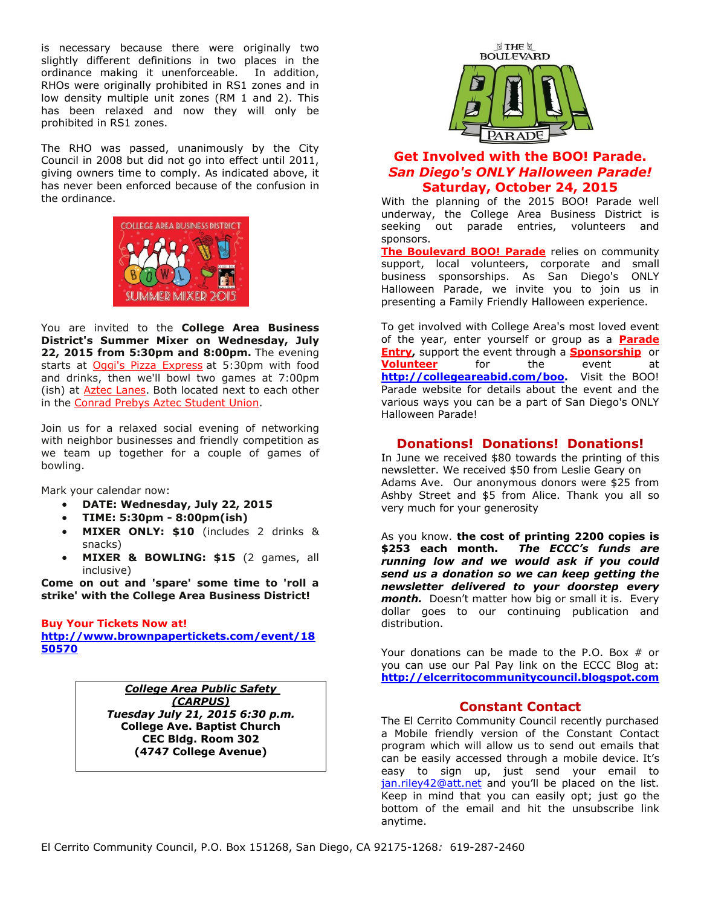is necessary because there were originally two slightly different definitions in two places in the ordinance making it unenforceable. In addition, RHOs were originally prohibited in RS1 zones and in low density multiple unit zones (RM 1 and 2). This has been relaxed and now they will only be prohibited in RS1 zones.

The RHO was passed, unanimously by the City Council in 2008 but did not go into effect until 2011, giving owners time to comply. As indicated above, it has never been enforced because of the confusion in the ordinance.

You are invited to the **College Area Business District's Summer Mixer on Wednesday, July 22, 2015 from 5:30pm and 8:00pm.** The evening starts at Oggi's Pizza Express at 5:30pm with food and drinks, then we'll bowl two games at 7:00pm (ish) at Aztec Lanes. Both located next to each other in the Conrad Prebys Aztec Student Union.

Join us for a relaxed social evening of networking with neighbor businesses and friendly competition as we team up together for a couple of games of bowling.

Mark your calendar now:

- **DATE: Wednesday, July 22, 2015**
- **TIME: 5:30pm - 8:00pm(ish)**
- **MIXER ONLY: $10** (includes 2 drinks & snacks)
- **MIXER & BOWLING: $15** (2 games, all inclusive)

**Come on out and 'spare' some time to 'roll a strike' with the College Area Business District!**

**Buy Your Tickets Now at!**
**http://www.brownpapertickets.com/event/1850570**

***College Area Public Safety (CARPUS)***
***Tuesday July 21, 2015 6:30 p.m.***
**College Ave. Baptist Church**
**CEC Bldg. Room 302**
**(4747 College Avenue)**

## Get Involved with the BOO! Parade.
## *San Diego's ONLY Halloween Parade!*
## Saturday, October 24, 2015

With the planning of the 2015 BOO! Parade well underway, the College Area Business District is seeking out parade entries, volunteers and sponsors.

**The Boulevard BOO! Parade** relies on community support, local volunteers, corporate and small business sponsorships. As San Diego's ONLY Halloween Parade, we invite you to join us in presenting a Family Friendly Halloween experience.

To get involved with College Area's most loved event of the year, enter yourself or group as a **Parade Entry**, support the event through a **Sponsorship** or **Volunteer** for the event at **http://collegeareabid.com/boo.** Visit the BOO! Parade website for details about the event and the various ways you can be a part of San Diego's ONLY Halloween Parade!

## Donations! Donations! Donations!

In June we received $80 towards the printing of this newsletter. We received $50 from Leslie Geary on Adams Ave. Our anonymous donors were $25 from Ashby Street and $5 from Alice. Thank you all so very much for your generosity

As you know. **the cost of printing 2200 copies is $253 each month.** ***The ECCC's funds are running low and we would ask if you could send us a donation so we can keep getting the newsletter delivered to your doorstep every month.*** Doesn't matter how big or small it is. Every dollar goes to our continuing publication and distribution.

Your donations can be made to the P.O. Box # or you can use our Pal Pay link on the ECCC Blog at: **http://elcerritocommunitycouncil.blogspot.com**

## Constant Contact

The El Cerrito Community Council recently purchased a Mobile friendly version of the Constant Contact program which will allow us to send out emails that can be easily accessed through a mobile device. It's easy to sign up, just send your email to jan.riley42@att.net and you'll be placed on the list. Keep in mind that you can easily opt; just go the bottom of the email and hit the unsubscribe link anytime.

El Cerrito Community Council, P.O. Box 151268, San Diego, CA 92175-1268*:* 619-287-2460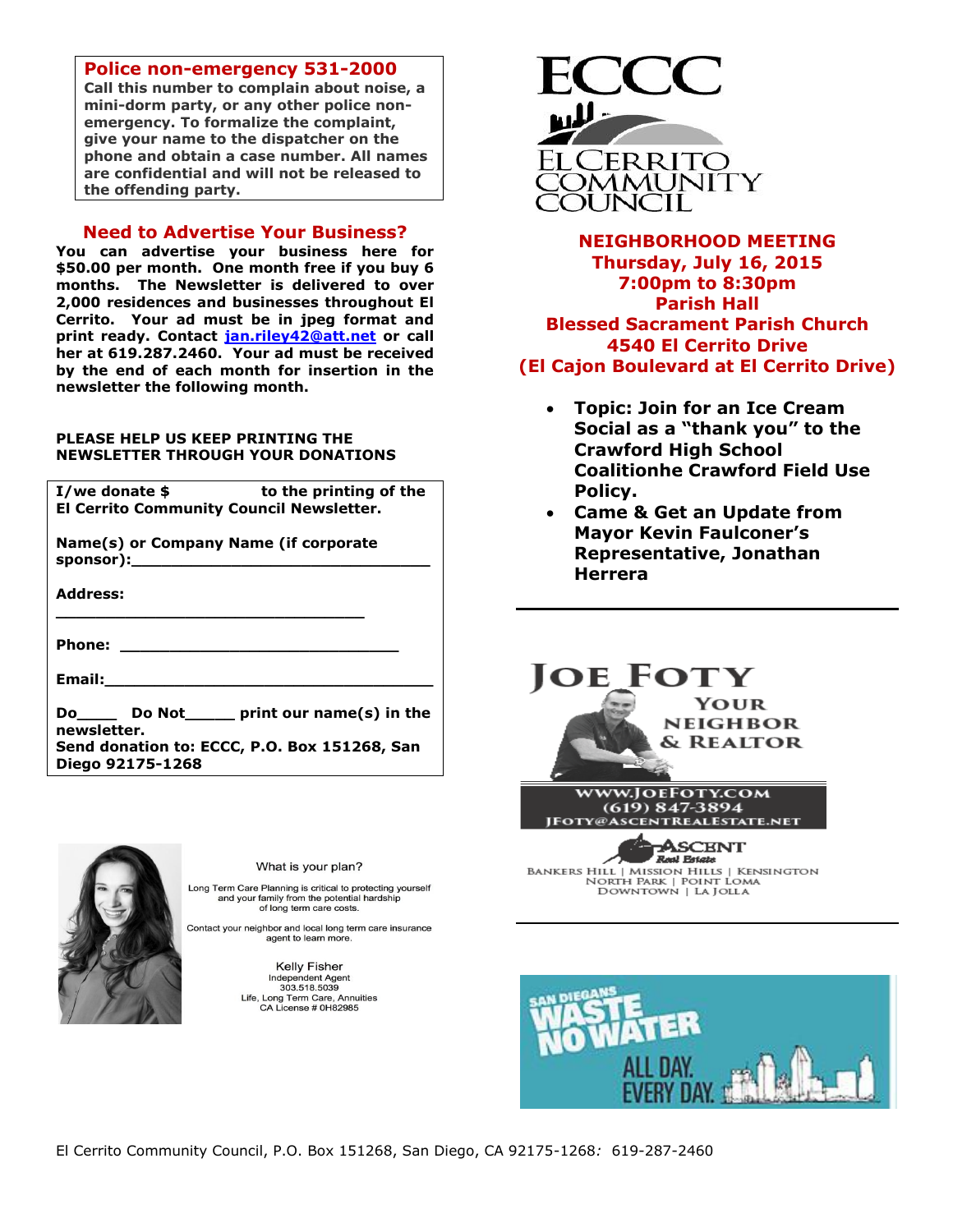## Police non-emergency 531-2000

**Call this number to complain about noise, a mini-dorm party, or any other police non-emergency. To formalize the complaint, give your name to the dispatcher on the phone and obtain a case number. All names are confidential and will not be released to the offending party.**

## Need to Advertise Your Business?

**You can advertise your business here for $50.00 per month. One month free if you buy 6 months. The Newsletter is delivered to over 2,000 residences and businesses throughout El Cerrito. Your ad must be in jpeg format and print ready. Contact jan.riley42@att.net or call her at 619.287.2460. Your ad must be received by the end of each month for insertion in the newsletter the following month.**

**PLEASE HELP US KEEP PRINTING THE NEWSLETTER THROUGH YOUR DONATIONS**

**I/we donate $ to the printing of the El Cerrito Community Council Newsletter.**

**Name(s) or Company Name (if corporate sponsor):________________________________**

**Address: ________________________________**

**Phone: ____________________________**

**Email:____________________________________**

**Do____ Do Not_____ print our name(s) in the newsletter.**
**Send donation to: ECCC, P.O. Box 151268, San Diego 92175-1268**

What is your plan?

Long Term Care Planning is critical to protecting yourself and your family from the potential hardship of long term care costs.

Contact your neighbor and local long term care insurance agent to learn more.

Kelly Fisher
Independent Agent
303.518.5039
Life, Long Term Care, Annuities
CA License # 0H82985

ECCC
EL CERRITO COMMUNITY COUNCIL

## NEIGHBORHOOD MEETING
**Thursday, July 16, 2015**
**7:00pm to 8:30pm**
**Parish Hall**
**Blessed Sacrament Parish Church**
**4540 El Cerrito Drive**
**(El Cajon Boulevard at El Cerrito Drive)**

- **Topic: Join for an Ice Cream Social as a "thank you" to the Crawford High School Coalitionhe Crawford Field Use Policy.**
- **Came & Get an Update from Mayor Kevin Faulconer's Representative, Jonathan Herrera**

---

JOE FOTY
YOUR NEIGHBOR & REALTOR
WWW.JOEFOTY.COM
(619) 847-3894
JFOTY@ASCENTREALESTATE.NET
ASCENT Real Estate
BANKERS HILL | MISSION HILLS | KENSINGTON
NORTH PARK | POINT LOMA
DOWNTOWN | LA JOLLA

---

SAN DIEGANS WASTE NO WATER
ALL DAY. EVERY DAY.

El Cerrito Community Council, P.O. Box 151268, San Diego, CA 92175-1268*:* 619-287-2460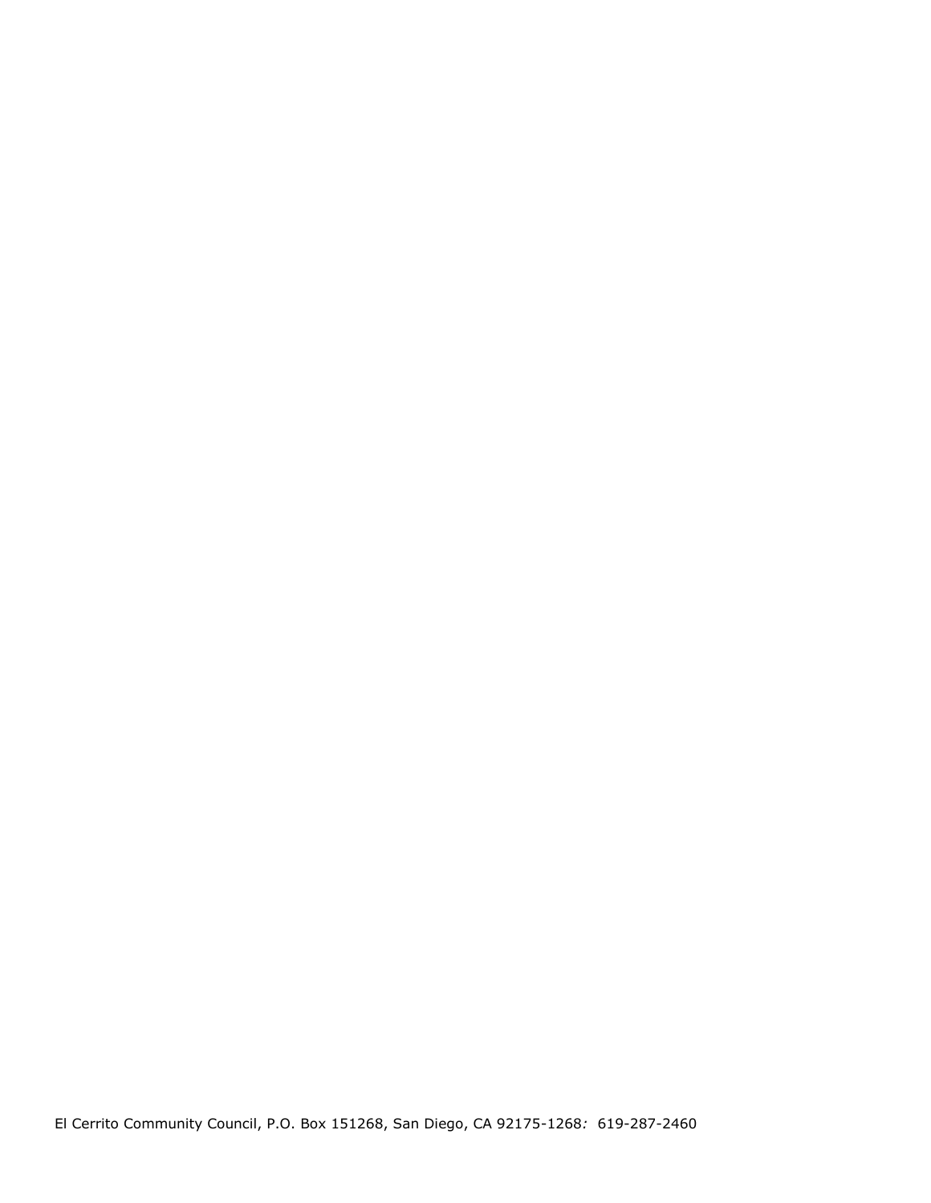El Cerrito Community Council, P.O. Box 151268, San Diego, CA 92175-1268*:* 619-287-2460